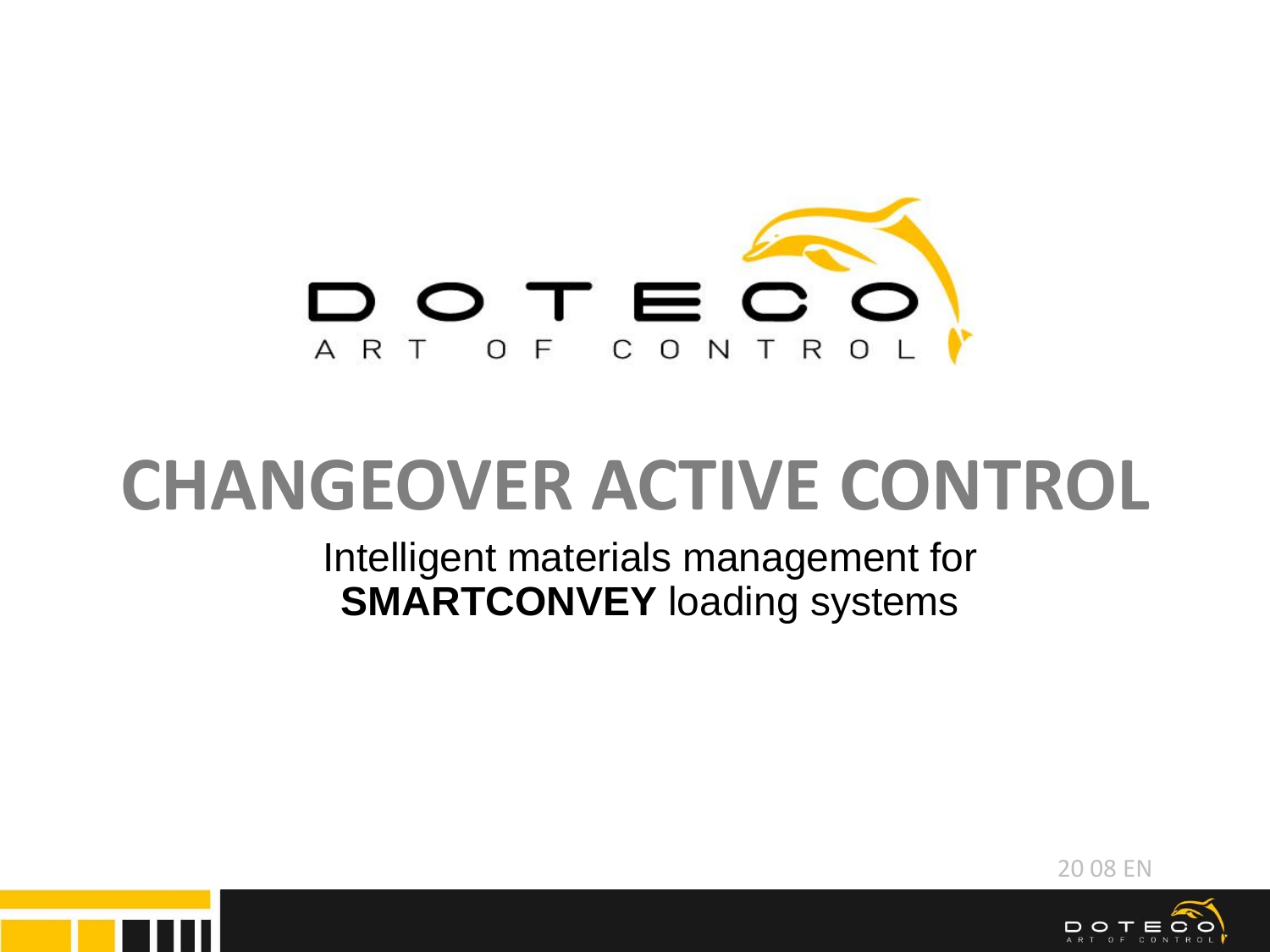DOTECO

ART OF CONTROL

# CHANGEOVER ACTIVE CONTROL

Intelligent materials management for
**SMARTCONVEY** loading systems

20 08 EN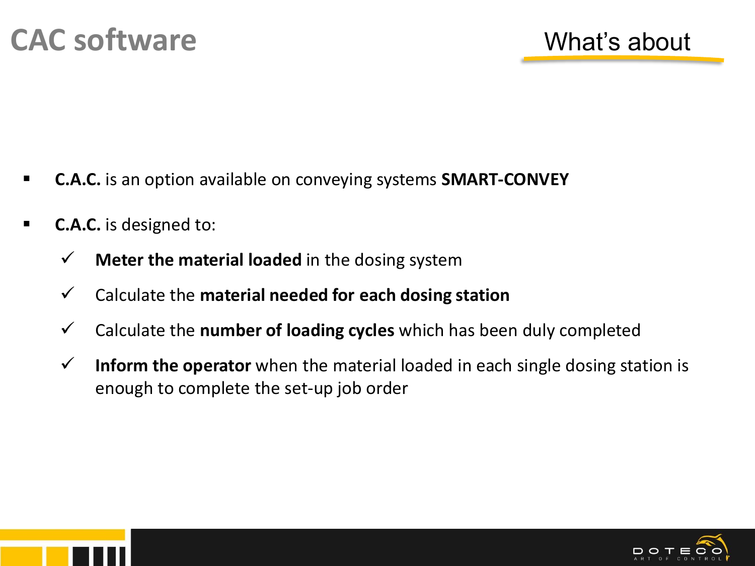# CAC software

## What's about

- **C.A.C.** is an option available on conveying systems **SMART-CONVEY**
- **C.A.C.** is designed to:
  - ✓ **Meter the material loaded** in the dosing system
  - ✓ Calculate the **material needed for each dosing station**
  - ✓ Calculate the **number of loading cycles** which has been duly completed
  - ✓ **Inform the operator** when the material loaded in each single dosing station is enough to complete the set-up job order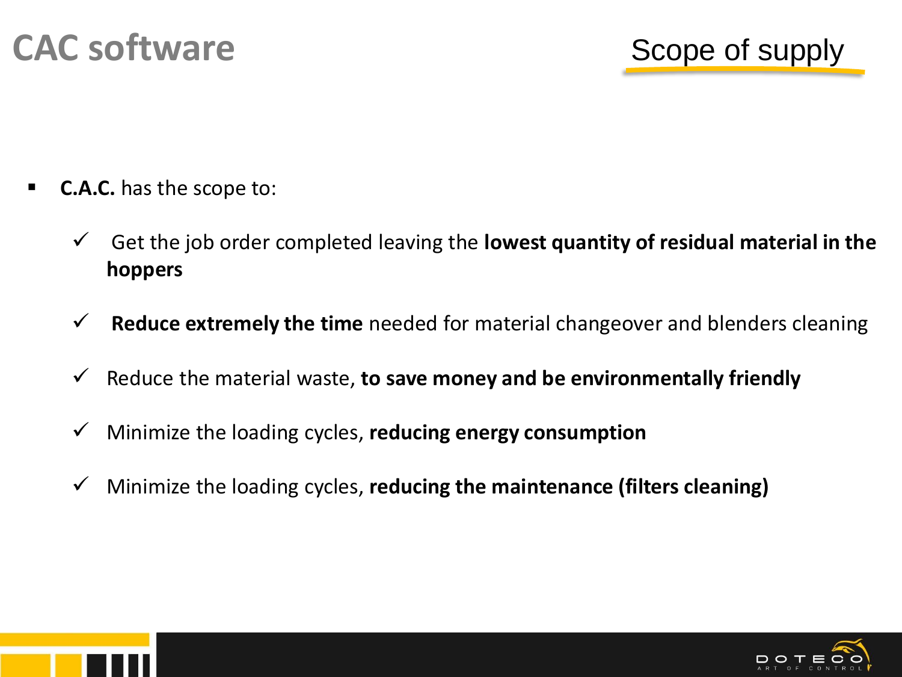# CAC software

## Scope of supply

- **C.A.C.** has the scope to:
  - ✓ Get the job order completed leaving the **lowest quantity of residual material in the hoppers**
  - ✓ **Reduce extremely the time** needed for material changeover and blenders cleaning
  - ✓ Reduce the material waste, **to save money and be environmentally friendly**
  - ✓ Minimize the loading cycles, **reducing energy consumption**
  - ✓ Minimize the loading cycles, **reducing the maintenance (filters cleaning)**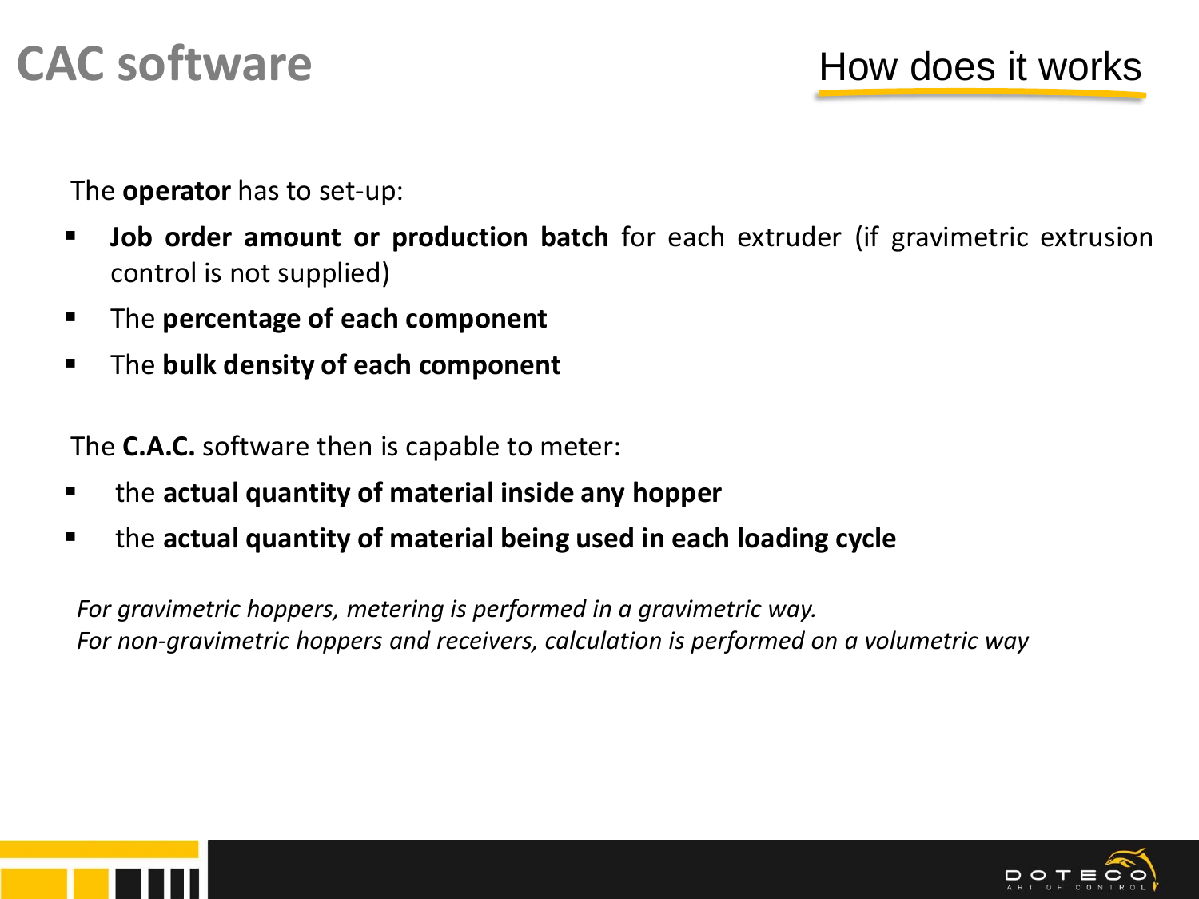# CAC software

## How does it works

The **operator** has to set-up:

- **Job order amount or production batch** for each extruder (if gravimetric extrusion control is not supplied)
- The **percentage of each component**
- The **bulk density of each component**

The **C.A.C.** software then is capable to meter:

- the **actual quantity of material inside any hopper**
- the **actual quantity of material being used in each loading cycle**

*For gravimetric hoppers, metering is performed in a gravimetric way.*
*For non-gravimetric hoppers and receivers, calculation is performed on a volumetric way*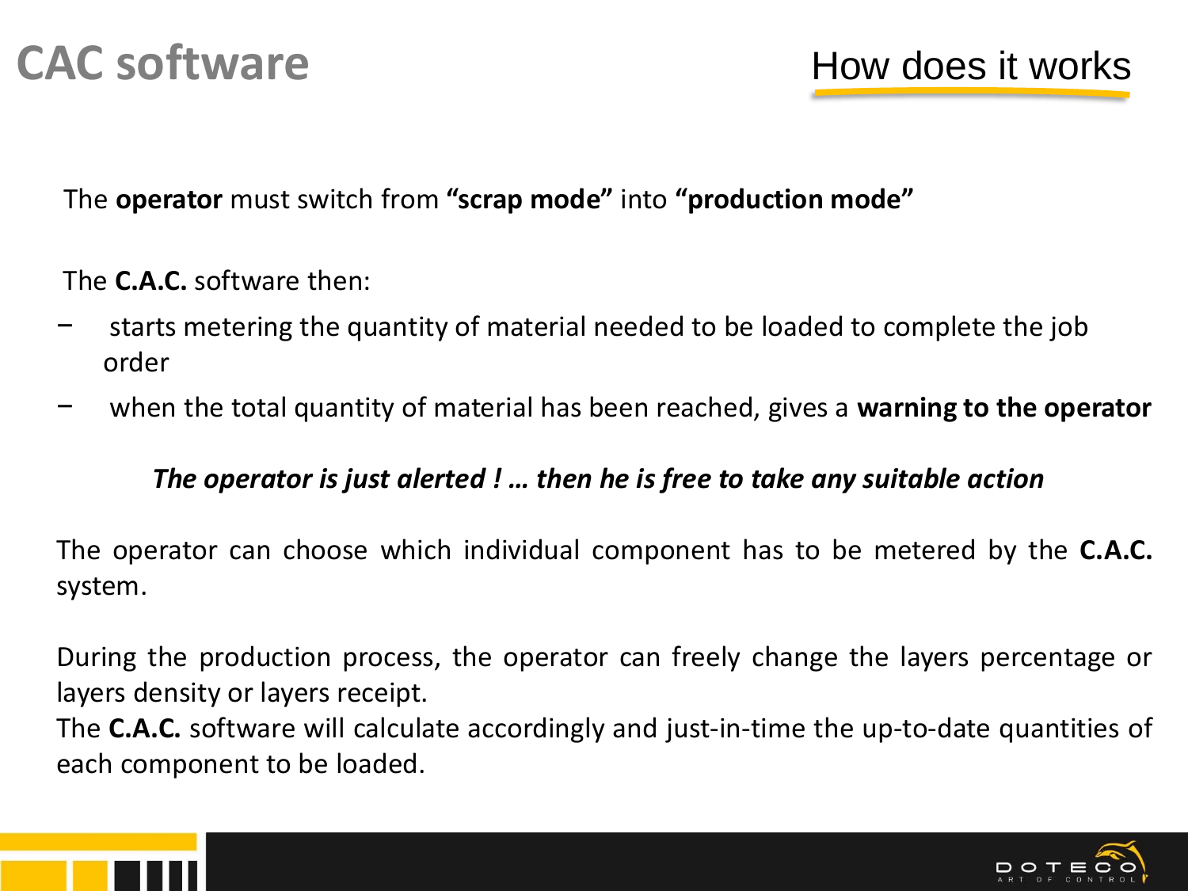# CAC software

## How does it works

The **operator** must switch from **"scrap mode"** into **"production mode"**

The **C.A.C.** software then:

- starts metering the quantity of material needed to be loaded to complete the job order
- when the total quantity of material has been reached, gives a **warning to the operator**

***The operator is just alerted ! … then he is free to take any suitable action***

The operator can choose which individual component has to be metered by the **C.A.C.** system.

During the production process, the operator can freely change the layers percentage or layers density or layers receipt.
The **C.A.C.** software will calculate accordingly and just-in-time the up-to-date quantities of each component to be loaded.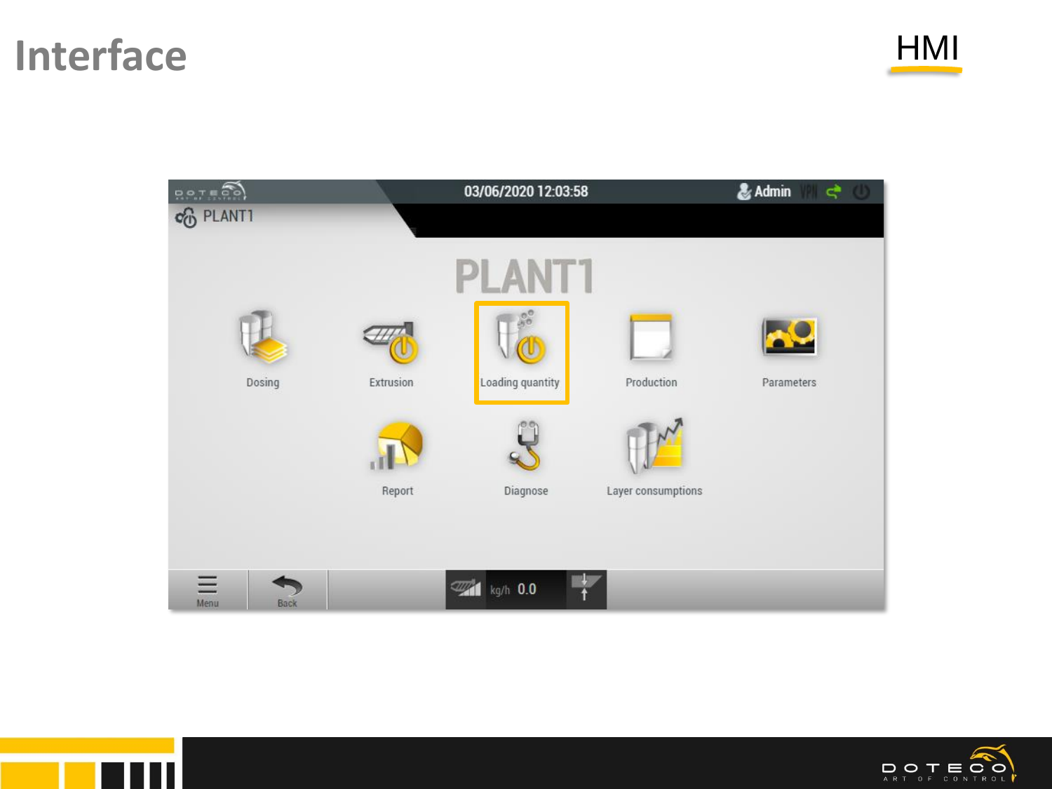# Interface

HMI

PLANT1

03/06/2020 12:03:58

Admin

PLANT1

- Dosing
- Extrusion
- Loading quantity
- Production
- Parameters
- Report
- Diagnose
- Layer consumptions

Menu

Back

kg/h 0.0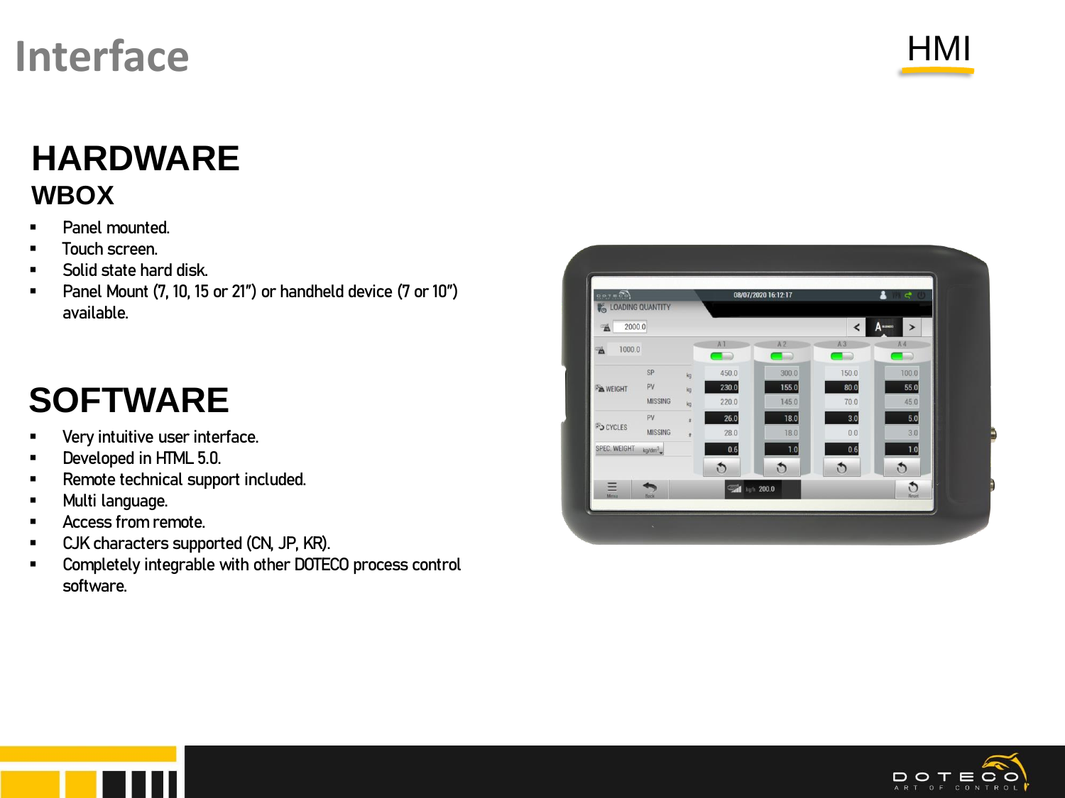# Interface

HMI

## HARDWARE

### WBOX

- Panel mounted.
- Touch screen.
- Solid state hard disk.
- Panel Mount (7, 10, 15 or 21") or handheld device (7 or 10") available.

## SOFTWARE

- Very intuitive user interface.
- Developed in HTML 5.0.
- Remote technical support included.
- Multi language.
- Access from remote.
- CJK characters supported (CN, JP, KR).
- Completely integrable with other DOTECO process control software.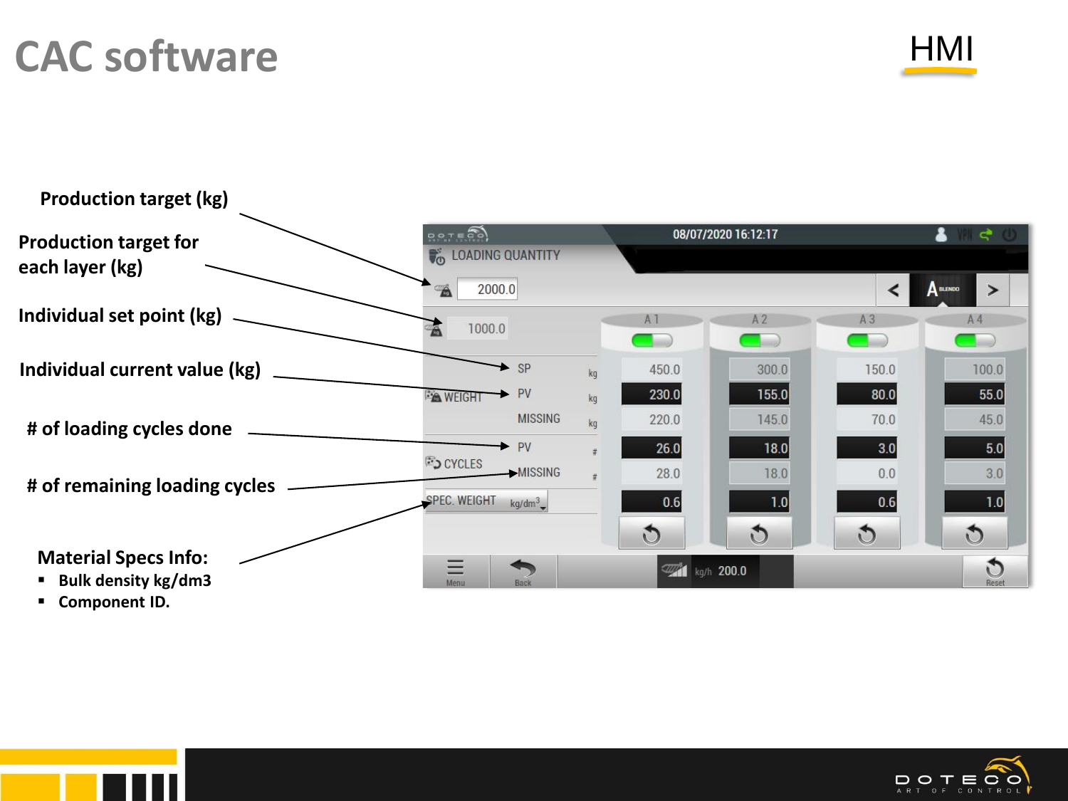# CAC software

HMI

**Production target (kg)**

**Production target for each layer (kg)**

**Individual set point (kg)**

**Individual current value (kg)**

**# of loading cycles done**

**# of remaining loading cycles**

**Material Specs Info:**

- **Bulk density kg/dm3**
- **Component ID.**

08/07/2020 16:12:17

LOADING QUANTITY

2000.0

1000.0

|  |  |  | A 1 | A 2 | A 3 | A 4 |
|---|---|---|---|---|---|---|
| WEIGHT | SP | kg | 450.0 | 300.0 | 150.0 | 100.0 |
|  | PV | kg | 230.0 | 155.0 | 80.0 | 55.0 |
|  | MISSING | kg | 220.0 | 145.0 | 70.0 | 45.0 |
| CYCLES | PV | # | 26.0 | 18.0 | 3.0 | 5.0 |
|  | MISSING | # | 28.0 | 18.0 | 0.0 | 3.0 |
| SPEC. WEIGHT |  | $kg/dm^3$ | 0.6 | 1.0 | 0.6 | 1.0 |

Menu Back kg/h 200.0 Reset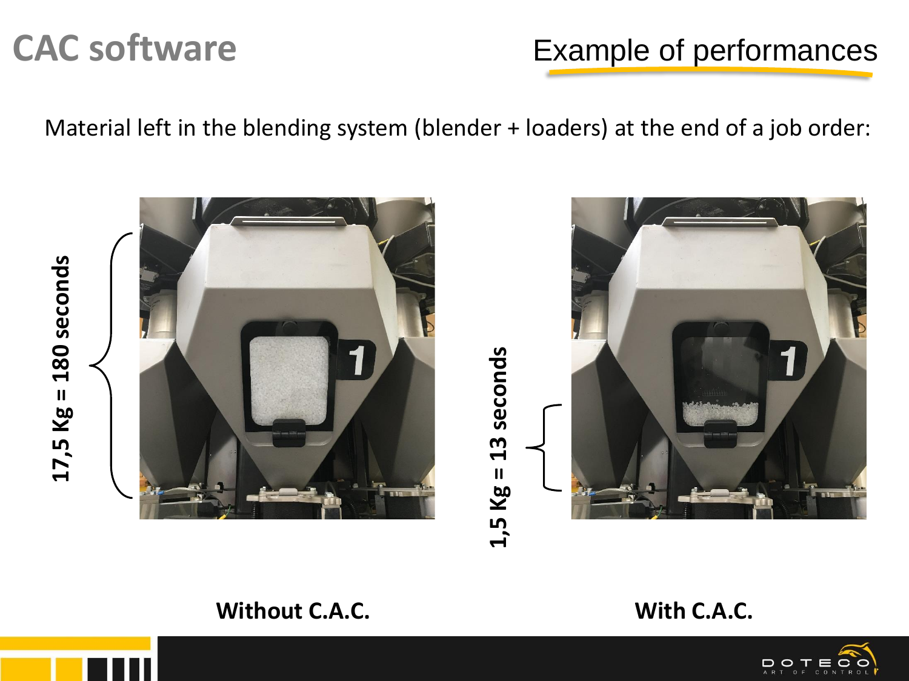# CAC software

## Example of performances

Material left in the blending system (blender + loaders) at the end of a job order:

**17,5 Kg = 180 seconds**

**1,5 Kg = 13 seconds**

**Without C.A.C.**

**With C.A.C.**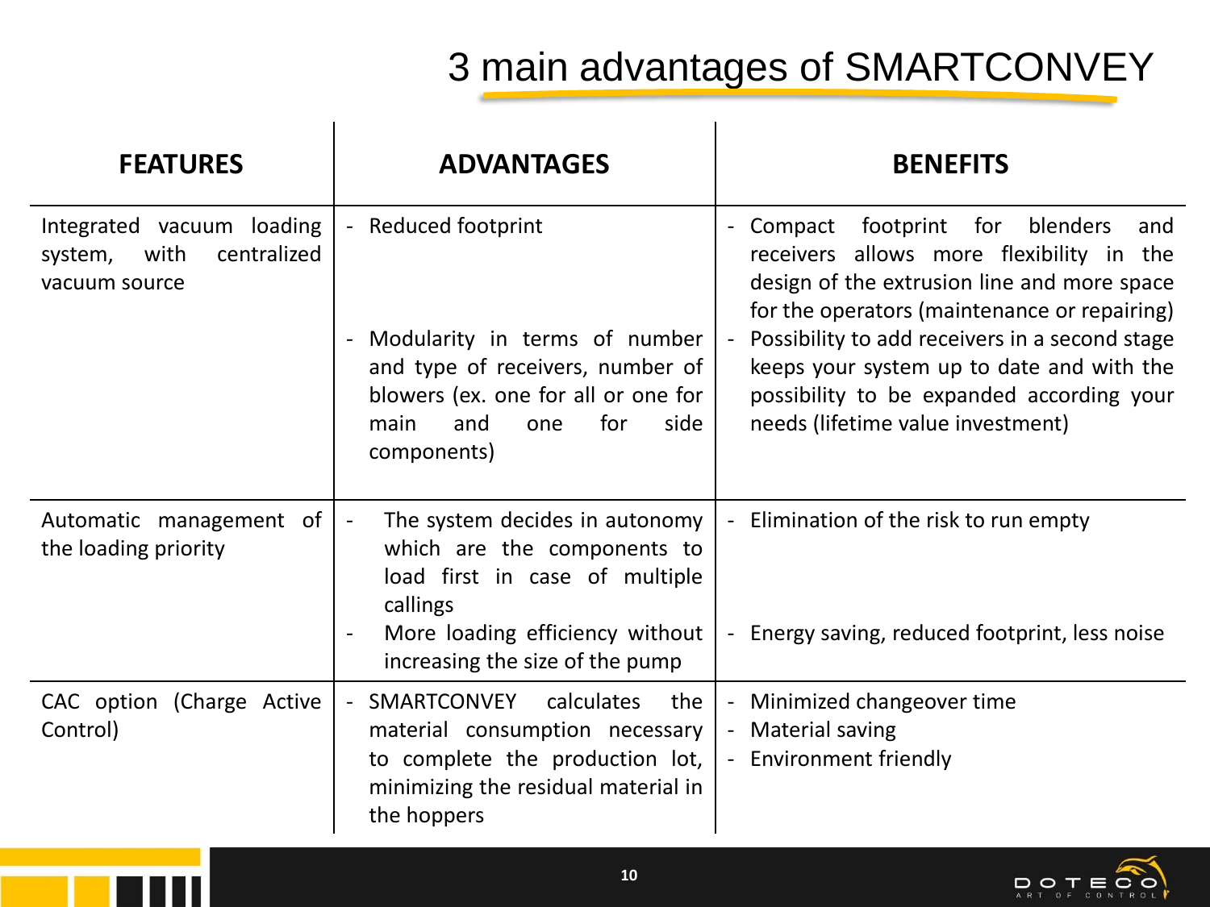# 3 main advantages of SMARTCONVEY

| FEATURES | ADVANTAGES | BENEFITS |
|---|---|---|
| Integrated vacuum loading system, with centralized vacuum source | - Reduced footprint<br>- Modularity in terms of number and type of receivers, number of blowers (ex. one for all or one for main and one for side components) | - Compact footprint for blenders and receivers allows more flexibility in the design of the extrusion line and more space for the operators (maintenance or repairing)<br>- Possibility to add receivers in a second stage keeps your system up to date and with the possibility to be expanded according your needs (lifetime value investment) |
| Automatic management of the loading priority | - The system decides in autonomy which are the components to load first in case of multiple callings<br>- More loading efficiency without increasing the size of the pump | - Elimination of the risk to run empty<br>- Energy saving, reduced footprint, less noise |
| CAC option (Charge Active Control) | - SMARTCONVEY calculates the material consumption necessary to complete the production lot, minimizing the residual material in the hoppers | - Minimized changeover time<br>- Material saving<br>- Environment friendly |